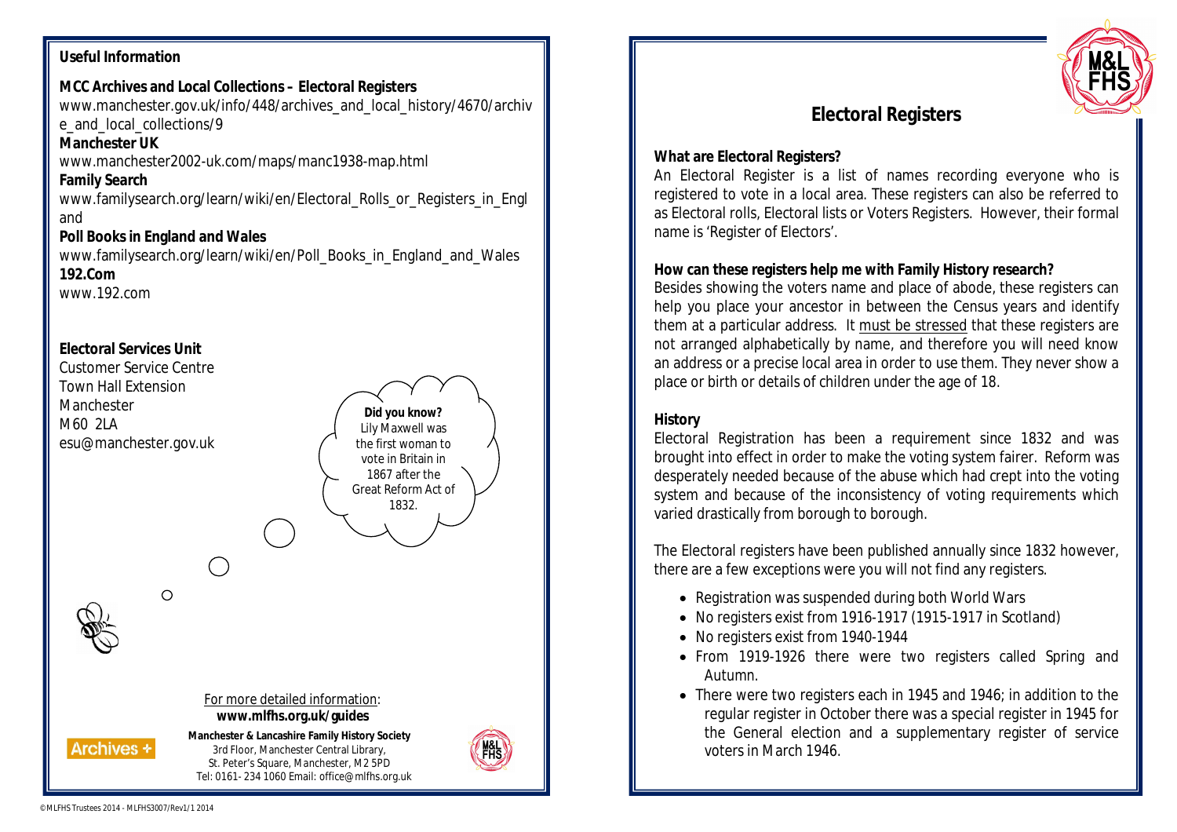## Useful Information

**MCC Archives and Local Collections – Electoral Registers**
www.manchester.gov.uk/info/448/archives_and_local_history/4670/archive_and_local_collections/9

**Manchester UK**
www.manchester2002-uk.com/maps/manc1938-map.html

**Family Search**
www.familysearch.org/learn/wiki/en/Electoral_Rolls_or_Registers_in_England

**Poll Books in England and Wales**
www.familysearch.org/learn/wiki/en/Poll_Books_in_England_and_Wales

**192.Com**
www.192.com

**Electoral Services Unit**
Customer Service Centre
Town Hall Extension
Manchester
M60 2LA
esu@manchester.gov.uk

**Did you know?**
Lily Maxwell was the first woman to vote in Britain in 1867 after the Great Reform Act of 1832.

For more detailed information:
**www.mlfhs.org.uk/guides**

**Manchester & Lancashire Family History Society**
3rd Floor, Manchester Central Library,
St. Peter's Square, Manchester, M2 5PD
Tel: 0161- 234 1060 Email: office@mlfhs.org.uk

Archives +

© MLFHS Trustees 2014 - MLFHS3007/Rev1/1 2014

# Electoral Registers

**What are Electoral Registers?**

An Electoral Register is a list of names recording everyone who is registered to vote in a local area. These registers can also be referred to as Electoral rolls, Electoral lists or Voters Registers. However, their formal name is 'Register of Electors'.

**How can these registers help me with Family History research?**

Besides showing the voters name and place of abode, these registers can help you place your ancestor in between the Census years and identify them at a particular address. It must be stressed that these registers are not arranged alphabetically by name, and therefore you will need know an address or a precise local area in order to use them. They never show a place or birth or details of children under the age of 18.

**History**

Electoral Registration has been a requirement since 1832 and was brought into effect in order to make the voting system fairer. Reform was desperately needed because of the abuse which had crept into the voting system and because of the inconsistency of voting requirements which varied drastically from borough to borough.

The Electoral registers have been published annually since 1832 however, there are a few exceptions were you will not find any registers.

- Registration was suspended during both World Wars
- No registers exist from 1916-1917 (1915-1917 in Scotland)
- No registers exist from 1940-1944
- From 1919-1926 there were two registers called Spring and Autumn.
- There were two registers each in 1945 and 1946; in addition to the regular register in October there was a special register in 1945 for the General election and a supplementary register of service voters in March 1946.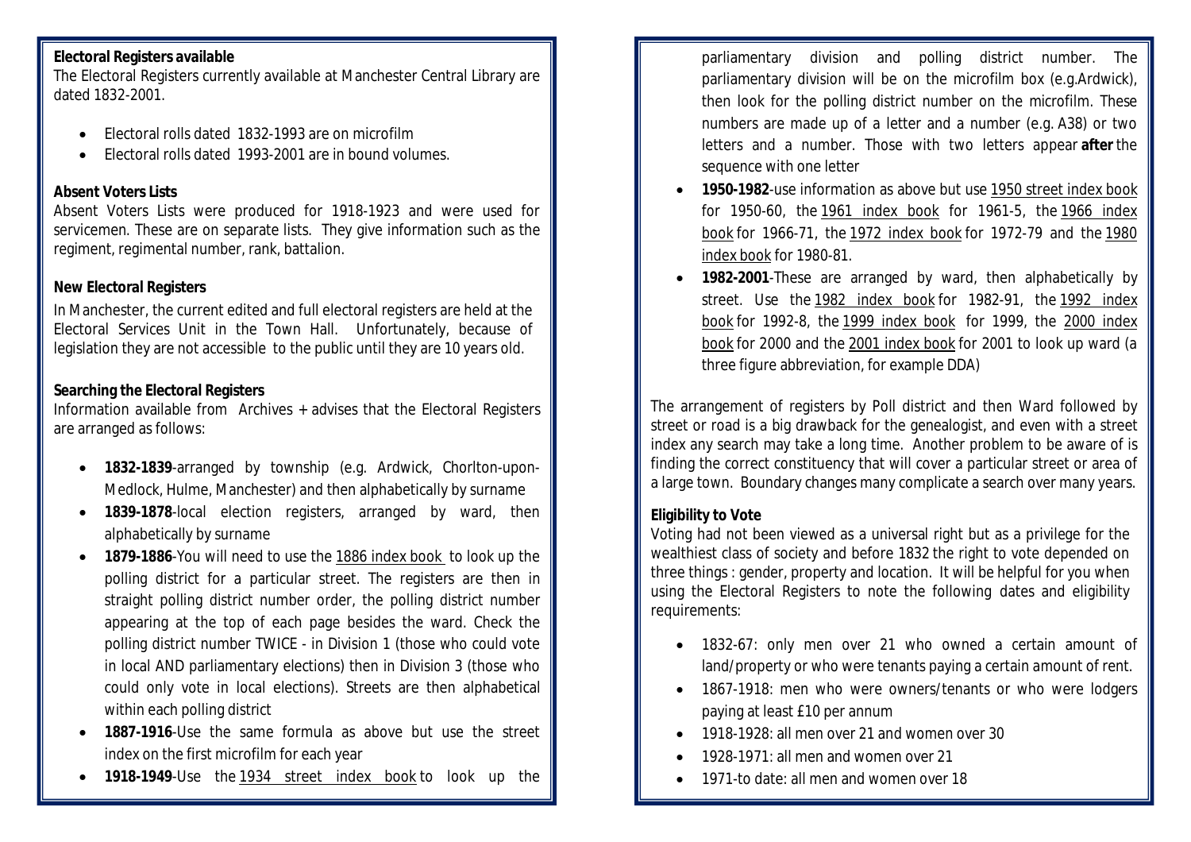**Electoral Registers available**

The Electoral Registers currently available at Manchester Central Library are dated 1832-2001.

- Electoral rolls dated 1832-1993 are on microfilm
- Electoral rolls dated 1993-2001 are in bound volumes.

**Absent Voters Lists**

Absent Voters Lists were produced for 1918-1923 and were used for servicemen. These are on separate lists. They give information such as the regiment, regimental number, rank, battalion.

**New Electoral Registers**

In Manchester, the current edited and full electoral registers are held at the Electoral Services Unit in the Town Hall. Unfortunately, because of legislation they are not accessible to the public until they are 10 years old.

**Searching the Electoral Registers**

Information available from Archives + advises that the Electoral Registers are arranged as follows:

- **1832-1839**-arranged by township (e.g. Ardwick, Chorlton-upon-Medlock, Hulme, Manchester) and then alphabetically by surname
- **1839-1878**-local election registers, arranged by ward, then alphabetically by surname
- **1879-1886**-You will need to use the 1886 index book to look up the polling district for a particular street. The registers are then in straight polling district number order, the polling district number appearing at the top of each page besides the ward. Check the polling district number TWICE - in Division 1 (those who could vote in local AND parliamentary elections) then in Division 3 (those who could only vote in local elections). Streets are then alphabetical within each polling district
- **1887-1916**-Use the same formula as above but use the street index on the first microfilm for each year
- **1918-1949**-Use the 1934 street index book to look up the parliamentary division and polling district number. The parliamentary division will be on the microfilm box (e.g.Ardwick), then look for the polling district number on the microfilm. These numbers are made up of a letter and a number (e.g. A38) or two letters and a number. Those with two letters appear **after** the sequence with one letter
- **1950-1982**-use information as above but use 1950 street index book for 1950-60, the 1961 index book for 1961-5, the 1966 index book for 1966-71, the 1972 index book for 1972-79 and the 1980 index book for 1980-81.
- **1982-2001**-These are arranged by ward, then alphabetically by street. Use the 1982 index book for 1982-91, the 1992 index book for 1992-8, the 1999 index book for 1999, the 2000 index book for 2000 and the 2001 index book for 2001 to look up ward (a three figure abbreviation, for example DDA)

The arrangement of registers by Poll district and then Ward followed by street or road is a big drawback for the genealogist, and even with a street index any search may take a long time. Another problem to be aware of is finding the correct constituency that will cover a particular street or area of a large town. Boundary changes many complicate a search over many years.

**Eligibility to Vote**

Voting had not been viewed as a universal right but as a privilege for the wealthiest class of society and before 1832 the right to vote depended on three things : gender, property and location. It will be helpful for you when using the Electoral Registers to note the following dates and eligibility requirements:

- 1832-67: only men over 21 who owned a certain amount of land/property or who were tenants paying a certain amount of rent.
- 1867-1918: men who were owners/tenants or who were lodgers paying at least £10 per annum
- 1918-1928: all men over 21 and women over 30
- 1928-1971: all men and women over 21
- 1971-to date: all men and women over 18